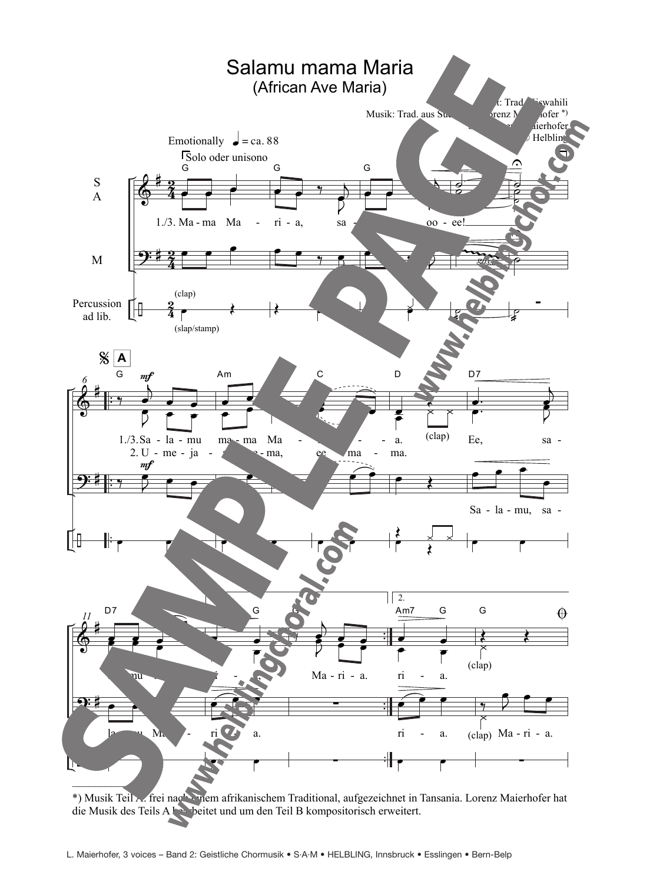# Salamu mama Maria
## (African Ave Maria)

Text: Trad. Kiswahili
Musik: Trad. aus Süd... Lorenz Maierhofer *)
... Maierhofer
© Helbling

Emotionally ♩ = ca. 88

Solo oder unisono

1./3. Ma - ma Ma - ri - a, sa - ... oo - ee!

A

1./3. Sa - la - mu ma - ma Ma - ... - a. (clap) Ee, sa -
2. U - me - ja - ... - ma, ee ma - ma.

Sa - la - mu, sa -

... mu ... ri - ... Ma - ri - a. ri - a. (clap)

la - mu Ma - ri - a. ri - a. (clap) Ma - ri - a.

*) Musik Teil A: frei nach einem afrikanischem Traditional, aufgezeichnet in Tansania. Lorenz Maierhofer hat die Musik des Teils A bearbeitet und um den Teil B kompositorisch erweitert.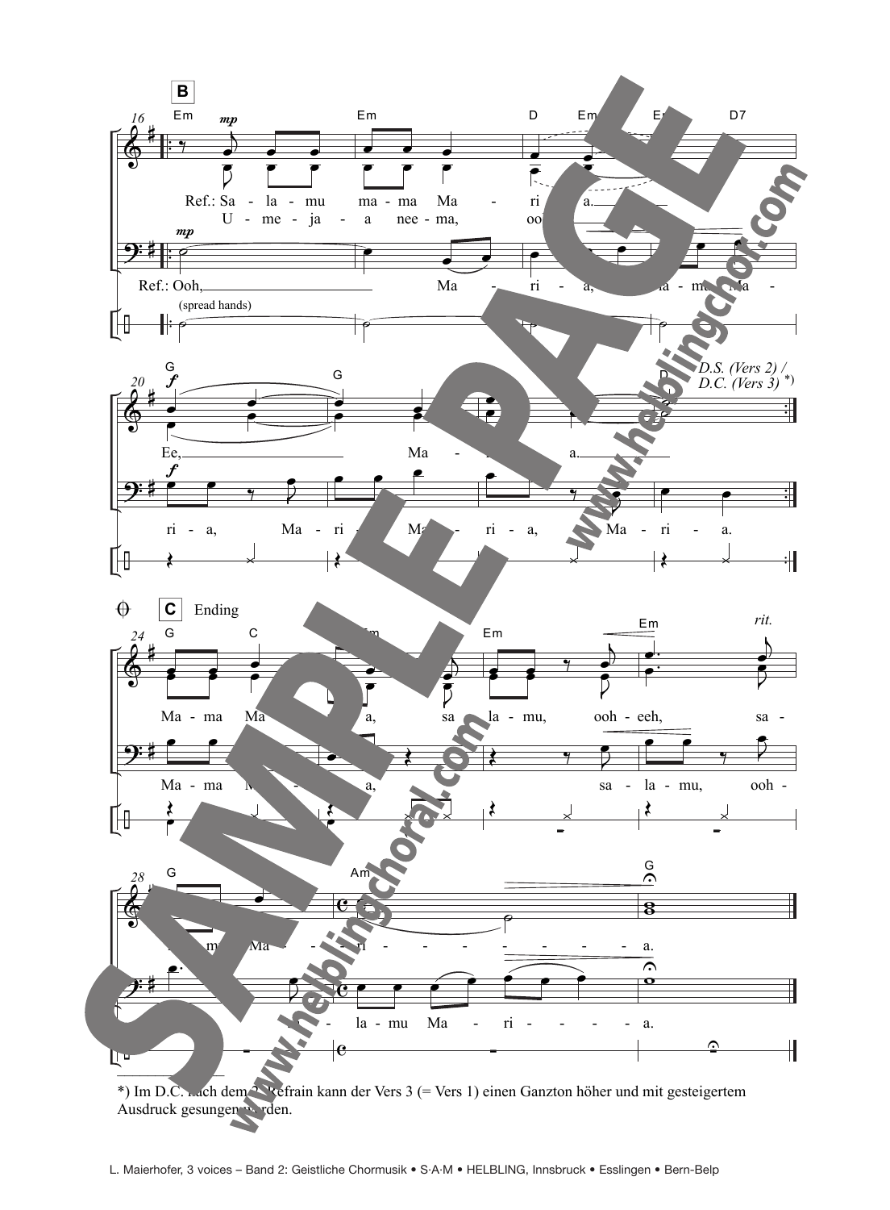**B**

16

Ref.: Sa - la - mu ma - ma Ma - ri - a.
U - me - ja - a nee - ma, ooh

Ref.: Ooh, Ma - ri - a, ma - ma Ma -

(spread hands)

20

D.S. (Vers 2) / D.C. (Vers 3) *)

Ee, Ma - ri - a.

ri - a, Ma - ri - a, Ma - ri - a, Ma - ri - a.

**C** Ending

24

rit.

Ma - ma Ma - ri - a, sa - la - mu, ooh - eeh, sa -

Ma - ma Ma - ri - a, sa - la - mu, ooh -

28

la - mu Ma - ri - a.

la - mu Ma - ri - a.

*) Im D.C. nach dem 2. Refrain kann der Vers 3 (= Vers 1) einen Ganzton höher und mit gesteigertem Ausdruck gesungen werden.